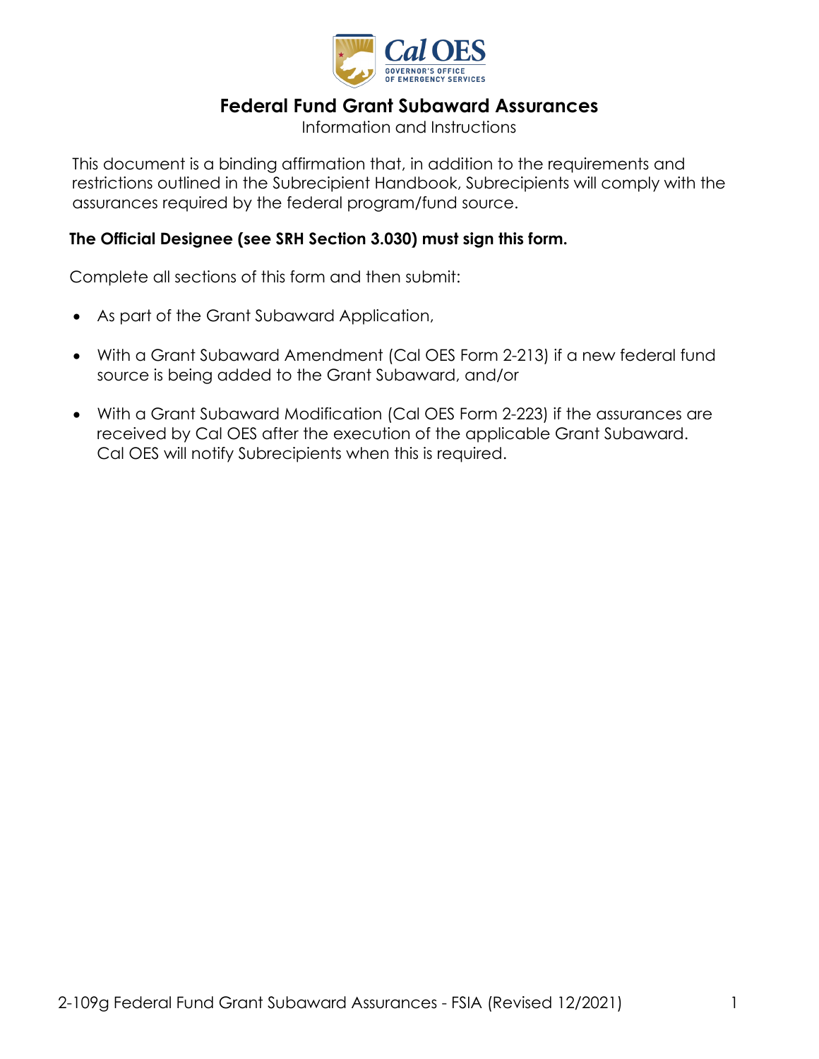# Federal Fund Grant Subaward Assurances

Information and Instructions

This document is a binding affirmation that, in addition to the requirements and restrictions outlined in the Subrecipient Handbook, Subrecipients will comply with the assurances required by the federal program/fund source.

**The Official Designee (see SRH Section 3.030) must sign this form.**

Complete all sections of this form and then submit:

- As part of the Grant Subaward Application,
- With a Grant Subaward Amendment (Cal OES Form 2-213) if a new federal fund source is being added to the Grant Subaward, and/or
- With a Grant Subaward Modification (Cal OES Form 2-223) if the assurances are received by Cal OES after the execution of the applicable Grant Subaward. Cal OES will notify Subrecipients when this is required.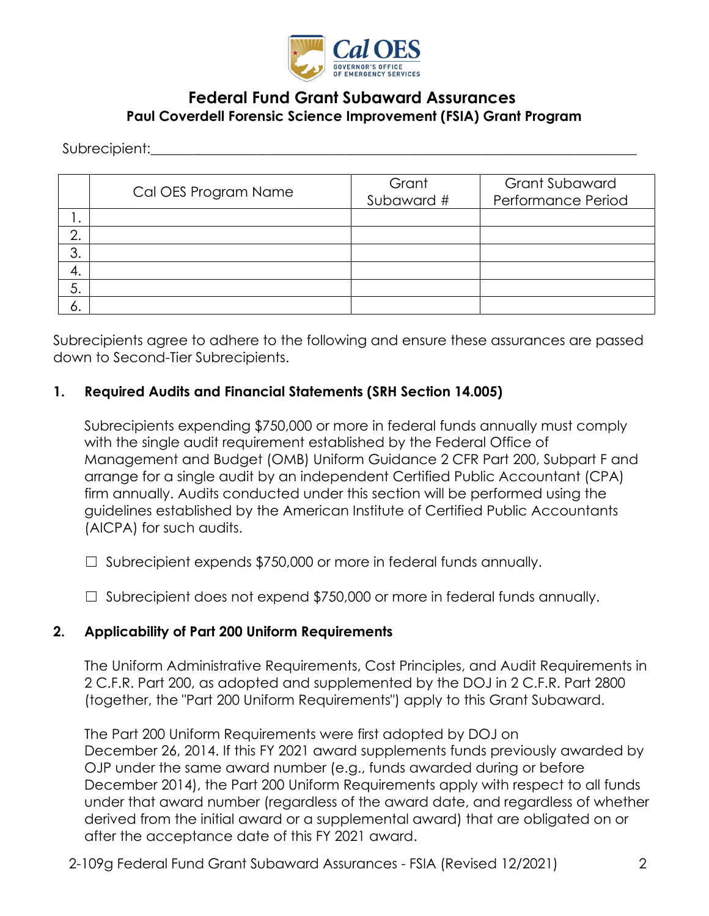# Federal Fund Grant Subaward Assurances

## Paul Coverdell Forensic Science Improvement (FSIA) Grant Program

Subrecipient:\_\_\_\_\_\_\_\_\_\_\_\_\_\_\_\_\_\_\_\_\_\_\_\_\_\_\_\_\_\_\_\_\_\_\_\_\_\_\_\_\_\_\_\_\_\_\_\_\_\_\_\_\_\_\_\_\_\_\_\_\_\_\_\_

| | Cal OES Program Name | Grant Subaward # | Grant Subaward Performance Period |
|---|---|---|---|
| 1. | | | |
| 2. | | | |
| 3. | | | |
| 4. | | | |
| 5. | | | |
| 6. | | | |

Subrecipients agree to adhere to the following and ensure these assurances are passed down to Second-Tier Subrecipients.

**1. Required Audits and Financial Statements (SRH Section 14.005)**

Subrecipients expending $750,000 or more in federal funds annually must comply with the single audit requirement established by the Federal Office of Management and Budget (OMB) Uniform Guidance 2 CFR Part 200, Subpart F and arrange for a single audit by an independent Certified Public Accountant (CPA) firm annually. Audits conducted under this section will be performed using the guidelines established by the American Institute of Certified Public Accountants (AICPA) for such audits.

☐ Subrecipient expends $750,000 or more in federal funds annually.

☐ Subrecipient does not expend $750,000 or more in federal funds annually.

**2. Applicability of Part 200 Uniform Requirements**

The Uniform Administrative Requirements, Cost Principles, and Audit Requirements in 2 C.F.R. Part 200, as adopted and supplemented by the DOJ in 2 C.F.R. Part 2800 (together, the "Part 200 Uniform Requirements") apply to this Grant Subaward.

The Part 200 Uniform Requirements were first adopted by DOJ on December 26, 2014. If this FY 2021 award supplements funds previously awarded by OJP under the same award number (e.g., funds awarded during or before December 2014), the Part 200 Uniform Requirements apply with respect to all funds under that award number (regardless of the award date, and regardless of whether derived from the initial award or a supplemental award) that are obligated on or after the acceptance date of this FY 2021 award.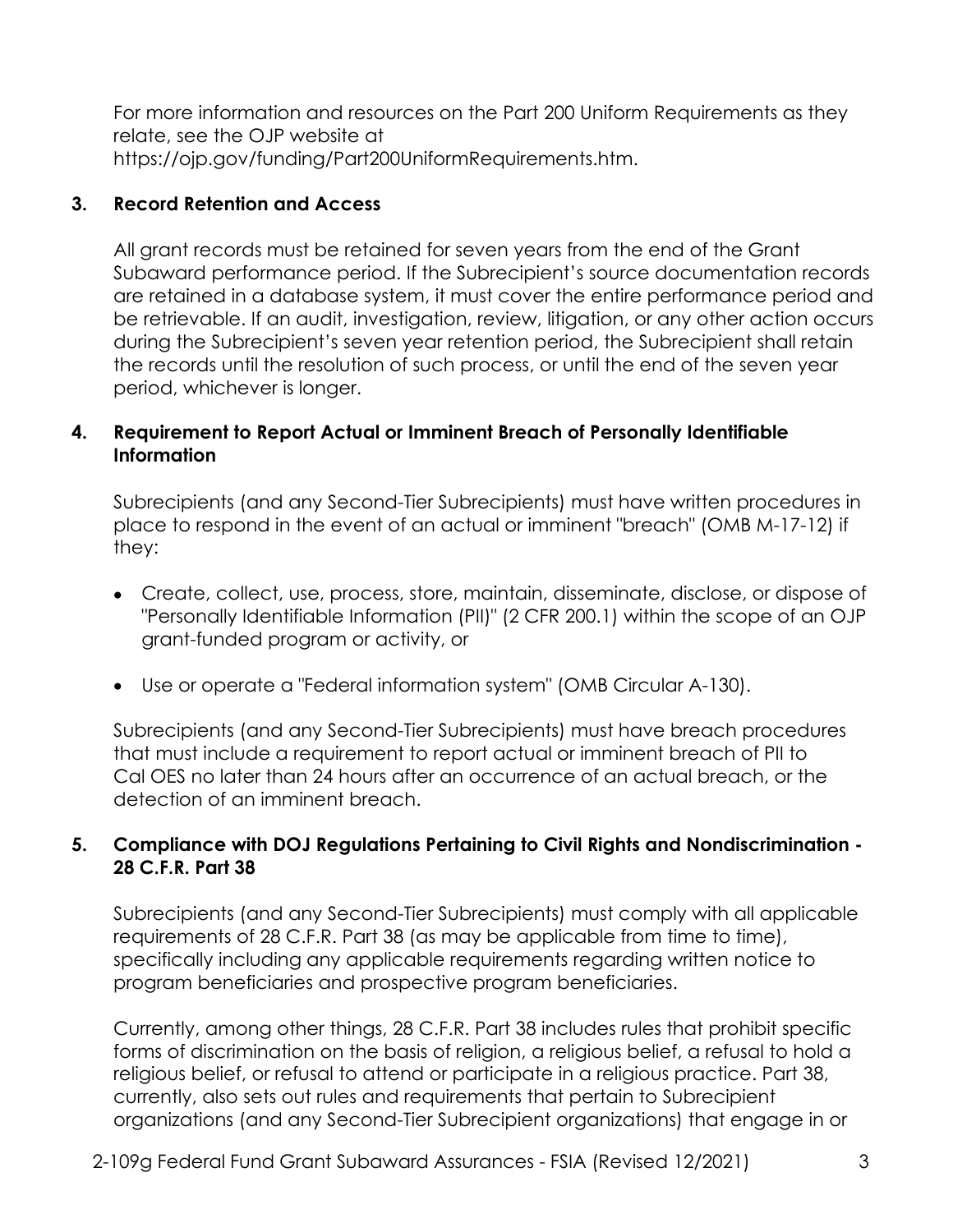For more information and resources on the Part 200 Uniform Requirements as they relate, see the OJP website at https://ojp.gov/funding/Part200UniformRequirements.htm.

## 3. Record Retention and Access

All grant records must be retained for seven years from the end of the Grant Subaward performance period. If the Subrecipient's source documentation records are retained in a database system, it must cover the entire performance period and be retrievable. If an audit, investigation, review, litigation, or any other action occurs during the Subrecipient's seven year retention period, the Subrecipient shall retain the records until the resolution of such process, or until the end of the seven year period, whichever is longer.

## 4. Requirement to Report Actual or Imminent Breach of Personally Identifiable Information

Subrecipients (and any Second-Tier Subrecipients) must have written procedures in place to respond in the event of an actual or imminent "breach" (OMB M-17-12) if they:

- Create, collect, use, process, store, maintain, disseminate, disclose, or dispose of "Personally Identifiable Information (PII)" (2 CFR 200.1) within the scope of an OJP grant-funded program or activity, or
- Use or operate a "Federal information system" (OMB Circular A-130).

Subrecipients (and any Second-Tier Subrecipients) must have breach procedures that must include a requirement to report actual or imminent breach of PII to Cal OES no later than 24 hours after an occurrence of an actual breach, or the detection of an imminent breach.

## 5. Compliance with DOJ Regulations Pertaining to Civil Rights and Nondiscrimination - 28 C.F.R. Part 38

Subrecipients (and any Second-Tier Subrecipients) must comply with all applicable requirements of 28 C.F.R. Part 38 (as may be applicable from time to time), specifically including any applicable requirements regarding written notice to program beneficiaries and prospective program beneficiaries.

Currently, among other things, 28 C.F.R. Part 38 includes rules that prohibit specific forms of discrimination on the basis of religion, a religious belief, a refusal to hold a religious belief, or refusal to attend or participate in a religious practice. Part 38, currently, also sets out rules and requirements that pertain to Subrecipient organizations (and any Second-Tier Subrecipient organizations) that engage in or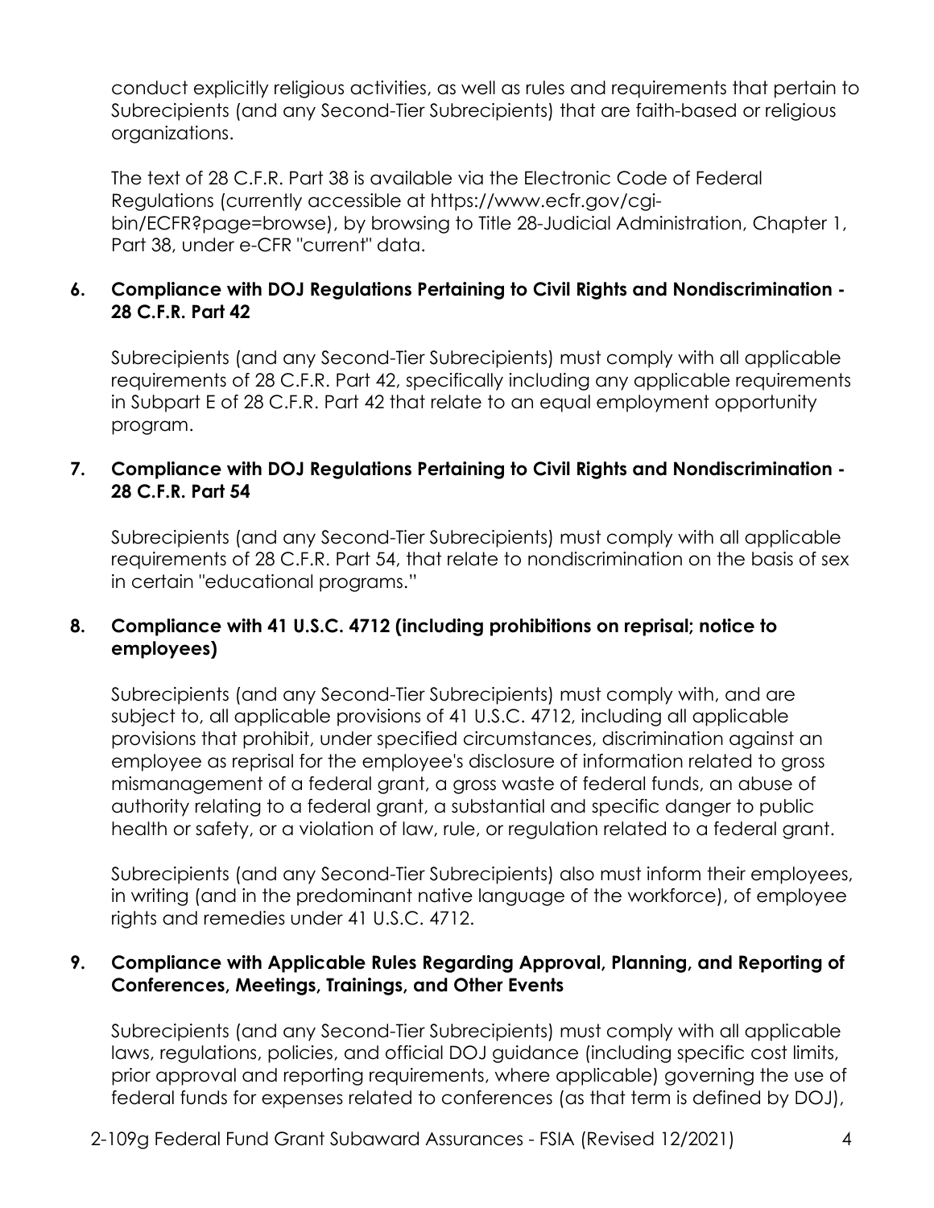conduct explicitly religious activities, as well as rules and requirements that pertain to Subrecipients (and any Second-Tier Subrecipients) that are faith-based or religious organizations.

The text of 28 C.F.R. Part 38 is available via the Electronic Code of Federal Regulations (currently accessible at https://www.ecfr.gov/cgi-bin/ECFR?page=browse), by browsing to Title 28-Judicial Administration, Chapter 1, Part 38, under e-CFR "current" data.

### 6. Compliance with DOJ Regulations Pertaining to Civil Rights and Nondiscrimination - 28 C.F.R. Part 42

Subrecipients (and any Second-Tier Subrecipients) must comply with all applicable requirements of 28 C.F.R. Part 42, specifically including any applicable requirements in Subpart E of 28 C.F.R. Part 42 that relate to an equal employment opportunity program.

### 7. Compliance with DOJ Regulations Pertaining to Civil Rights and Nondiscrimination - 28 C.F.R. Part 54

Subrecipients (and any Second-Tier Subrecipients) must comply with all applicable requirements of 28 C.F.R. Part 54, that relate to nondiscrimination on the basis of sex in certain "educational programs."

### 8. Compliance with 41 U.S.C. 4712 (including prohibitions on reprisal; notice to employees)

Subrecipients (and any Second-Tier Subrecipients) must comply with, and are subject to, all applicable provisions of 41 U.S.C. 4712, including all applicable provisions that prohibit, under specified circumstances, discrimination against an employee as reprisal for the employee's disclosure of information related to gross mismanagement of a federal grant, a gross waste of federal funds, an abuse of authority relating to a federal grant, a substantial and specific danger to public health or safety, or a violation of law, rule, or regulation related to a federal grant.

Subrecipients (and any Second-Tier Subrecipients) also must inform their employees, in writing (and in the predominant native language of the workforce), of employee rights and remedies under 41 U.S.C. 4712.

### 9. Compliance with Applicable Rules Regarding Approval, Planning, and Reporting of Conferences, Meetings, Trainings, and Other Events

Subrecipients (and any Second-Tier Subrecipients) must comply with all applicable laws, regulations, policies, and official DOJ guidance (including specific cost limits, prior approval and reporting requirements, where applicable) governing the use of federal funds for expenses related to conferences (as that term is defined by DOJ),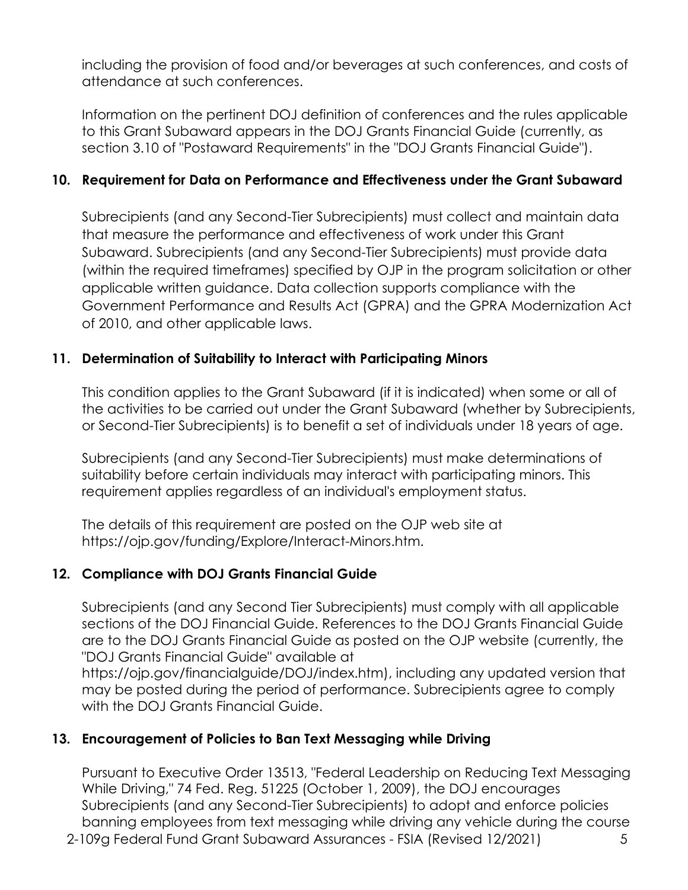including the provision of food and/or beverages at such conferences, and costs of attendance at such conferences.

Information on the pertinent DOJ definition of conferences and the rules applicable to this Grant Subaward appears in the DOJ Grants Financial Guide (currently, as section 3.10 of "Postaward Requirements" in the "DOJ Grants Financial Guide").

### 10. Requirement for Data on Performance and Effectiveness under the Grant Subaward

Subrecipients (and any Second-Tier Subrecipients) must collect and maintain data that measure the performance and effectiveness of work under this Grant Subaward. Subrecipients (and any Second-Tier Subrecipients) must provide data (within the required timeframes) specified by OJP in the program solicitation or other applicable written guidance. Data collection supports compliance with the Government Performance and Results Act (GPRA) and the GPRA Modernization Act of 2010, and other applicable laws.

### 11. Determination of Suitability to Interact with Participating Minors

This condition applies to the Grant Subaward (if it is indicated) when some or all of the activities to be carried out under the Grant Subaward (whether by Subrecipients, or Second-Tier Subrecipients) is to benefit a set of individuals under 18 years of age.

Subrecipients (and any Second-Tier Subrecipients) must make determinations of suitability before certain individuals may interact with participating minors. This requirement applies regardless of an individual's employment status.

The details of this requirement are posted on the OJP web site at https://ojp.gov/funding/Explore/Interact-Minors.htm.

### 12. Compliance with DOJ Grants Financial Guide

Subrecipients (and any Second Tier Subrecipients) must comply with all applicable sections of the DOJ Financial Guide. References to the DOJ Grants Financial Guide are to the DOJ Grants Financial Guide as posted on the OJP website (currently, the "DOJ Grants Financial Guide" available at https://ojp.gov/financialguide/DOJ/index.htm), including any updated version that may be posted during the period of performance. Subrecipients agree to comply with the DOJ Grants Financial Guide.

### 13. Encouragement of Policies to Ban Text Messaging while Driving

Pursuant to Executive Order 13513, "Federal Leadership on Reducing Text Messaging While Driving," 74 Fed. Reg. 51225 (October 1, 2009), the DOJ encourages Subrecipients (and any Second-Tier Subrecipients) to adopt and enforce policies banning employees from text messaging while driving any vehicle during the course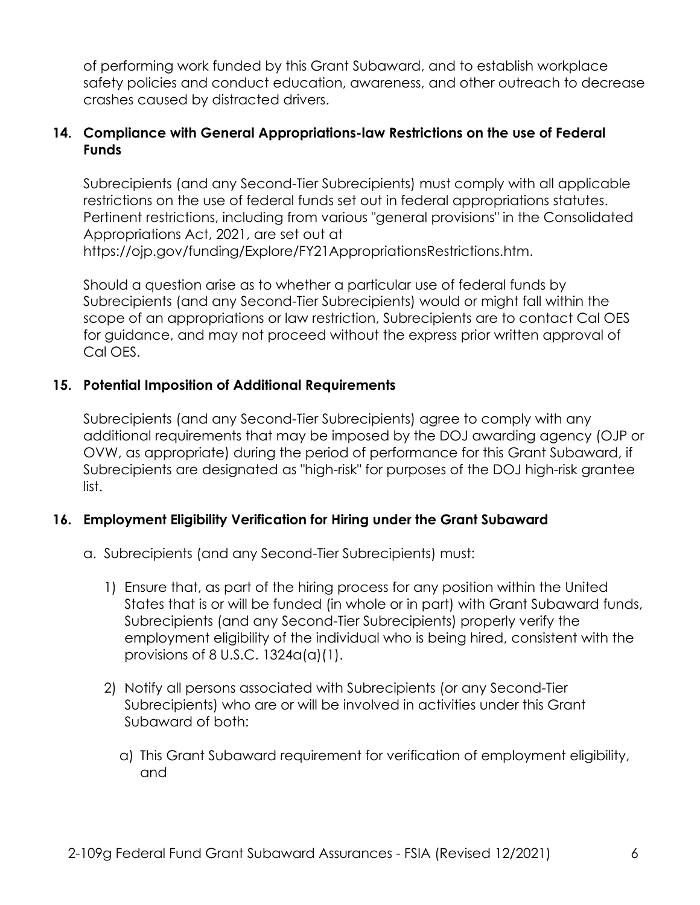of performing work funded by this Grant Subaward, and to establish workplace safety policies and conduct education, awareness, and other outreach to decrease crashes caused by distracted drivers.

**14. Compliance with General Appropriations-law Restrictions on the use of Federal Funds**

Subrecipients (and any Second-Tier Subrecipients) must comply with all applicable restrictions on the use of federal funds set out in federal appropriations statutes. Pertinent restrictions, including from various "general provisions" in the Consolidated Appropriations Act, 2021, are set out at https://ojp.gov/funding/Explore/FY21AppropriationsRestrictions.htm.

Should a question arise as to whether a particular use of federal funds by Subrecipients (and any Second-Tier Subrecipients) would or might fall within the scope of an appropriations or law restriction, Subrecipients are to contact Cal OES for guidance, and may not proceed without the express prior written approval of Cal OES.

**15. Potential Imposition of Additional Requirements**

Subrecipients (and any Second-Tier Subrecipients) agree to comply with any additional requirements that may be imposed by the DOJ awarding agency (OJP or OVW, as appropriate) during the period of performance for this Grant Subaward, if Subrecipients are designated as "high-risk" for purposes of the DOJ high-risk grantee list.

**16. Employment Eligibility Verification for Hiring under the Grant Subaward**

a. Subrecipients (and any Second-Tier Subrecipients) must:

1) Ensure that, as part of the hiring process for any position within the United States that is or will be funded (in whole or in part) with Grant Subaward funds, Subrecipients (and any Second-Tier Subrecipients) properly verify the employment eligibility of the individual who is being hired, consistent with the provisions of 8 U.S.C. 1324a(a)(1).

2) Notify all persons associated with Subrecipients (or any Second-Tier Subrecipients) who are or will be involved in activities under this Grant Subaward of both:

a) This Grant Subaward requirement for verification of employment eligibility, and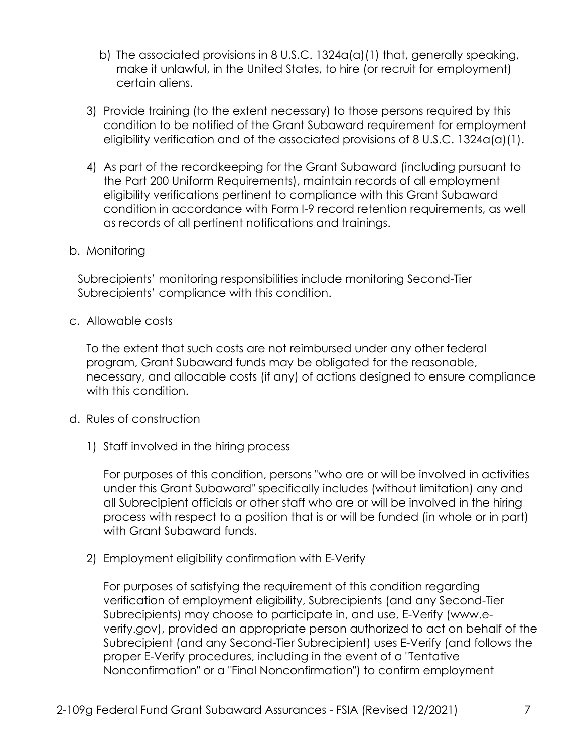b) The associated provisions in 8 U.S.C. 1324a(a)(1) that, generally speaking, make it unlawful, in the United States, to hire (or recruit for employment) certain aliens.

3) Provide training (to the extent necessary) to those persons required by this condition to be notified of the Grant Subaward requirement for employment eligibility verification and of the associated provisions of 8 U.S.C. 1324a(a)(1).

4) As part of the recordkeeping for the Grant Subaward (including pursuant to the Part 200 Uniform Requirements), maintain records of all employment eligibility verifications pertinent to compliance with this Grant Subaward condition in accordance with Form I-9 record retention requirements, as well as records of all pertinent notifications and trainings.

b. Monitoring

Subrecipients' monitoring responsibilities include monitoring Second-Tier Subrecipients' compliance with this condition.

c. Allowable costs

To the extent that such costs are not reimbursed under any other federal program, Grant Subaward funds may be obligated for the reasonable, necessary, and allocable costs (if any) of actions designed to ensure compliance with this condition.

d. Rules of construction

1) Staff involved in the hiring process

For purposes of this condition, persons "who are or will be involved in activities under this Grant Subaward" specifically includes (without limitation) any and all Subrecipient officials or other staff who are or will be involved in the hiring process with respect to a position that is or will be funded (in whole or in part) with Grant Subaward funds.

2) Employment eligibility confirmation with E-Verify

For purposes of satisfying the requirement of this condition regarding verification of employment eligibility, Subrecipients (and any Second-Tier Subrecipients) may choose to participate in, and use, E-Verify (www.e-verify.gov), provided an appropriate person authorized to act on behalf of the Subrecipient (and any Second-Tier Subrecipient) uses E-Verify (and follows the proper E-Verify procedures, including in the event of a "Tentative Nonconfirmation" or a "Final Nonconfirmation") to confirm employment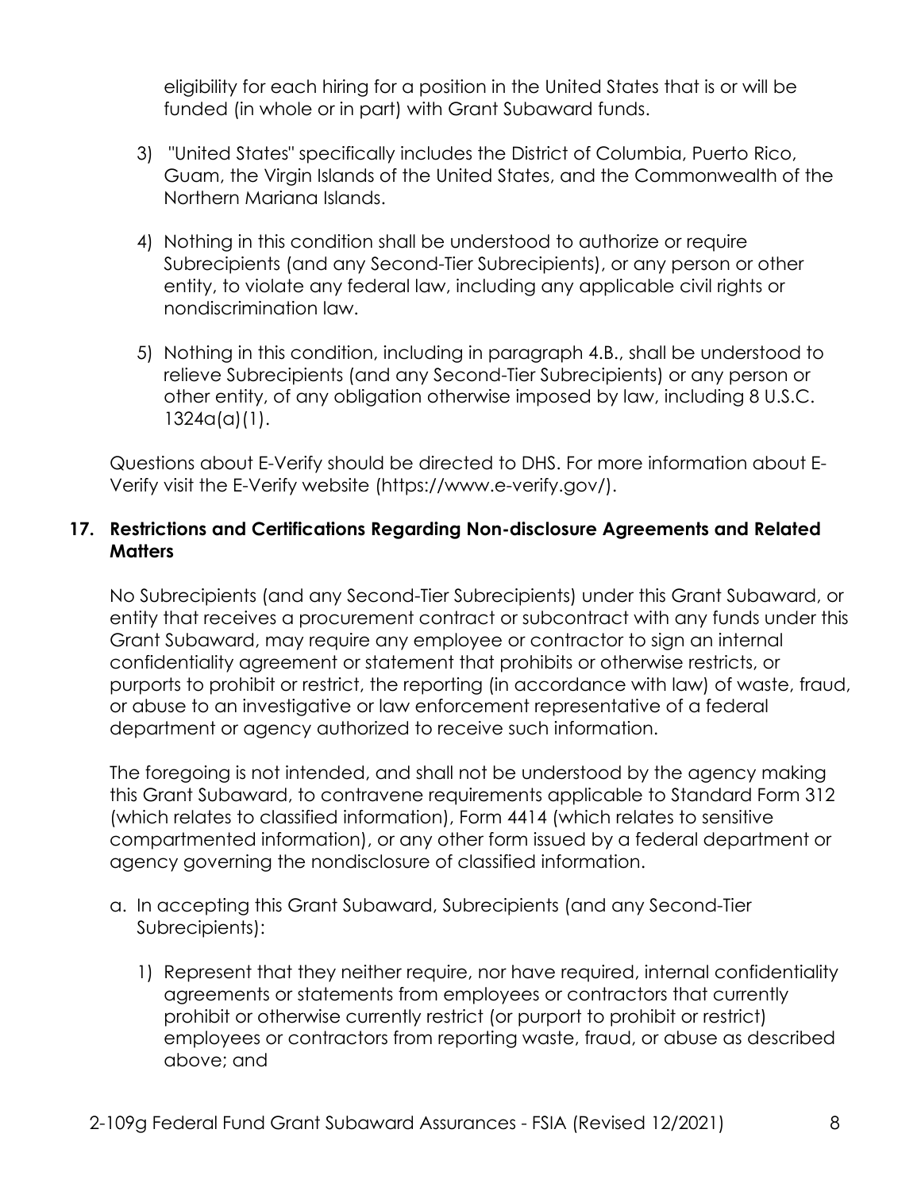eligibility for each hiring for a position in the United States that is or will be funded (in whole or in part) with Grant Subaward funds.

3) "United States" specifically includes the District of Columbia, Puerto Rico, Guam, the Virgin Islands of the United States, and the Commonwealth of the Northern Mariana Islands.

4) Nothing in this condition shall be understood to authorize or require Subrecipients (and any Second-Tier Subrecipients), or any person or other entity, to violate any federal law, including any applicable civil rights or nondiscrimination law.

5) Nothing in this condition, including in paragraph 4.B., shall be understood to relieve Subrecipients (and any Second-Tier Subrecipients) or any person or other entity, of any obligation otherwise imposed by law, including 8 U.S.C. 1324a(a)(1).

Questions about E-Verify should be directed to DHS. For more information about E-Verify visit the E-Verify website (https://www.e-verify.gov/).

**17. Restrictions and Certifications Regarding Non-disclosure Agreements and Related Matters**

No Subrecipients (and any Second-Tier Subrecipients) under this Grant Subaward, or entity that receives a procurement contract or subcontract with any funds under this Grant Subaward, may require any employee or contractor to sign an internal confidentiality agreement or statement that prohibits or otherwise restricts, or purports to prohibit or restrict, the reporting (in accordance with law) of waste, fraud, or abuse to an investigative or law enforcement representative of a federal department or agency authorized to receive such information.

The foregoing is not intended, and shall not be understood by the agency making this Grant Subaward, to contravene requirements applicable to Standard Form 312 (which relates to classified information), Form 4414 (which relates to sensitive compartmented information), or any other form issued by a federal department or agency governing the nondisclosure of classified information.

a. In accepting this Grant Subaward, Subrecipients (and any Second-Tier Subrecipients):

   1) Represent that they neither require, nor have required, internal confidentiality agreements or statements from employees or contractors that currently prohibit or otherwise currently restrict (or purport to prohibit or restrict) employees or contractors from reporting waste, fraud, or abuse as described above; and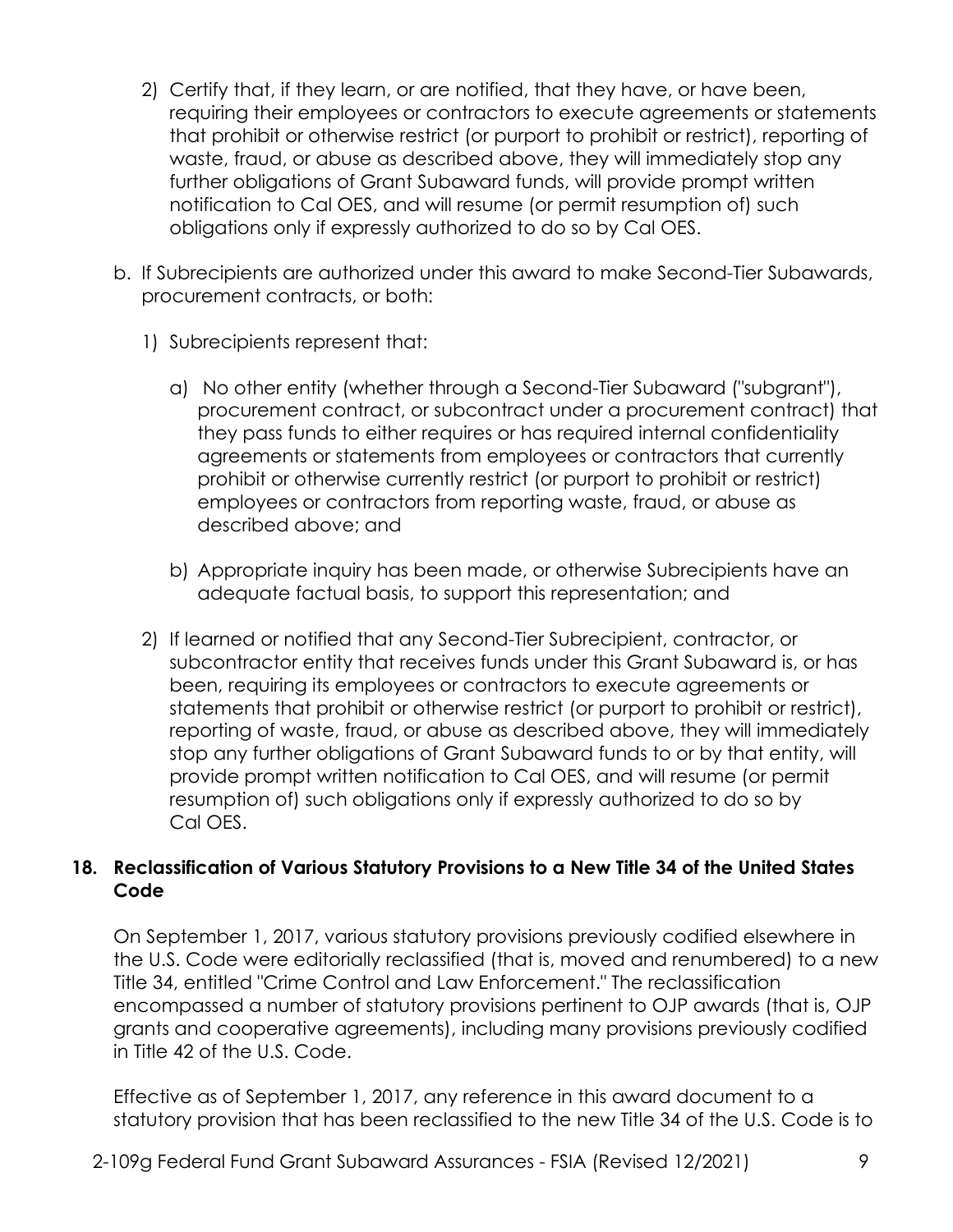2) Certify that, if they learn, or are notified, that they have, or have been, requiring their employees or contractors to execute agreements or statements that prohibit or otherwise restrict (or purport to prohibit or restrict), reporting of waste, fraud, or abuse as described above, they will immediately stop any further obligations of Grant Subaward funds, will provide prompt written notification to Cal OES, and will resume (or permit resumption of) such obligations only if expressly authorized to do so by Cal OES.

b. If Subrecipients are authorized under this award to make Second-Tier Subawards, procurement contracts, or both:

   1) Subrecipients represent that:

      a) No other entity (whether through a Second-Tier Subaward ("subgrant"), procurement contract, or subcontract under a procurement contract) that they pass funds to either requires or has required internal confidentiality agreements or statements from employees or contractors that currently prohibit or otherwise currently restrict (or purport to prohibit or restrict) employees or contractors from reporting waste, fraud, or abuse as described above; and

      b) Appropriate inquiry has been made, or otherwise Subrecipients have an adequate factual basis, to support this representation; and

   2) If learned or notified that any Second-Tier Subrecipient, contractor, or subcontractor entity that receives funds under this Grant Subaward is, or has been, requiring its employees or contractors to execute agreements or statements that prohibit or otherwise restrict (or purport to prohibit or restrict), reporting of waste, fraud, or abuse as described above, they will immediately stop any further obligations of Grant Subaward funds to or by that entity, will provide prompt written notification to Cal OES, and will resume (or permit resumption of) such obligations only if expressly authorized to do so by Cal OES.

### 18. Reclassification of Various Statutory Provisions to a New Title 34 of the United States Code

On September 1, 2017, various statutory provisions previously codified elsewhere in the U.S. Code were editorially reclassified (that is, moved and renumbered) to a new Title 34, entitled "Crime Control and Law Enforcement." The reclassification encompassed a number of statutory provisions pertinent to OJP awards (that is, OJP grants and cooperative agreements), including many provisions previously codified in Title 42 of the U.S. Code.

Effective as of September 1, 2017, any reference in this award document to a statutory provision that has been reclassified to the new Title 34 of the U.S. Code is to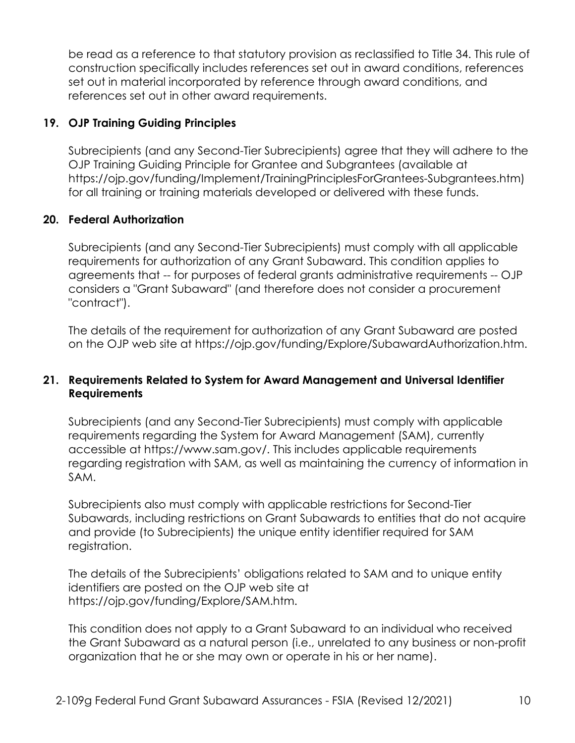be read as a reference to that statutory provision as reclassified to Title 34. This rule of construction specifically includes references set out in award conditions, references set out in material incorporated by reference through award conditions, and references set out in other award requirements.

## 19. OJP Training Guiding Principles

Subrecipients (and any Second-Tier Subrecipients) agree that they will adhere to the OJP Training Guiding Principle for Grantee and Subgrantees (available at https://ojp.gov/funding/Implement/TrainingPrinciplesForGrantees-Subgrantees.htm) for all training or training materials developed or delivered with these funds.

## 20. Federal Authorization

Subrecipients (and any Second-Tier Subrecipients) must comply with all applicable requirements for authorization of any Grant Subaward. This condition applies to agreements that -- for purposes of federal grants administrative requirements -- OJP considers a "Grant Subaward" (and therefore does not consider a procurement "contract").

The details of the requirement for authorization of any Grant Subaward are posted on the OJP web site at https://ojp.gov/funding/Explore/SubawardAuthorization.htm.

## 21. Requirements Related to System for Award Management and Universal Identifier Requirements

Subrecipients (and any Second-Tier Subrecipients) must comply with applicable requirements regarding the System for Award Management (SAM), currently accessible at https://www.sam.gov/. This includes applicable requirements regarding registration with SAM, as well as maintaining the currency of information in SAM.

Subrecipients also must comply with applicable restrictions for Second-Tier Subawards, including restrictions on Grant Subawards to entities that do not acquire and provide (to Subrecipients) the unique entity identifier required for SAM registration.

The details of the Subrecipients' obligations related to SAM and to unique entity identifiers are posted on the OJP web site at https://ojp.gov/funding/Explore/SAM.htm.

This condition does not apply to a Grant Subaward to an individual who received the Grant Subaward as a natural person (i.e., unrelated to any business or non-profit organization that he or she may own or operate in his or her name).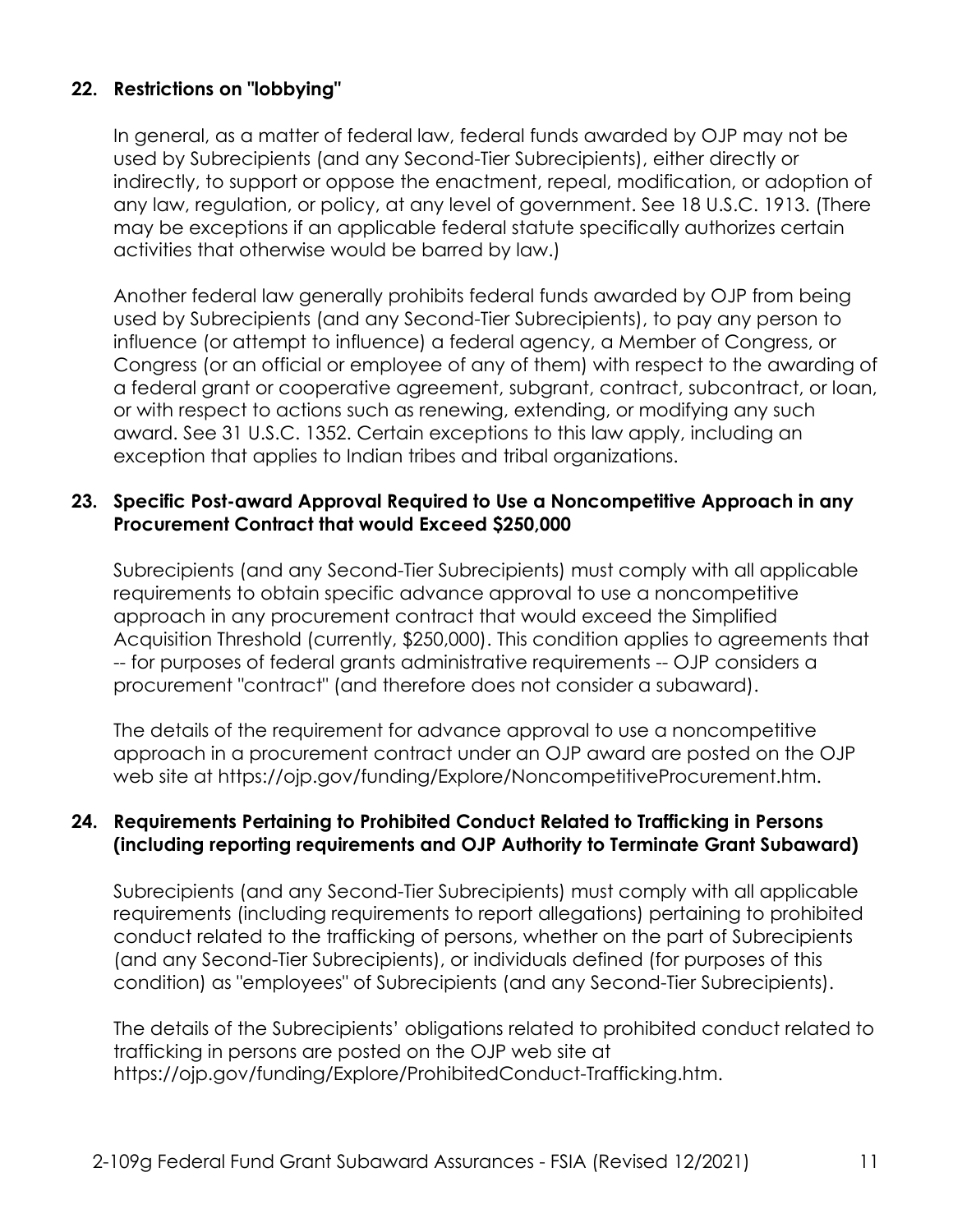**22. Restrictions on "lobbying"**

In general, as a matter of federal law, federal funds awarded by OJP may not be used by Subrecipients (and any Second-Tier Subrecipients), either directly or indirectly, to support or oppose the enactment, repeal, modification, or adoption of any law, regulation, or policy, at any level of government. See 18 U.S.C. 1913. (There may be exceptions if an applicable federal statute specifically authorizes certain activities that otherwise would be barred by law.)

Another federal law generally prohibits federal funds awarded by OJP from being used by Subrecipients (and any Second-Tier Subrecipients), to pay any person to influence (or attempt to influence) a federal agency, a Member of Congress, or Congress (or an official or employee of any of them) with respect to the awarding of a federal grant or cooperative agreement, subgrant, contract, subcontract, or loan, or with respect to actions such as renewing, extending, or modifying any such award. See 31 U.S.C. 1352. Certain exceptions to this law apply, including an exception that applies to Indian tribes and tribal organizations.

**23. Specific Post-award Approval Required to Use a Noncompetitive Approach in any Procurement Contract that would Exceed $250,000**

Subrecipients (and any Second-Tier Subrecipients) must comply with all applicable requirements to obtain specific advance approval to use a noncompetitive approach in any procurement contract that would exceed the Simplified Acquisition Threshold (currently, $250,000). This condition applies to agreements that -- for purposes of federal grants administrative requirements -- OJP considers a procurement "contract" (and therefore does not consider a subaward).

The details of the requirement for advance approval to use a noncompetitive approach in a procurement contract under an OJP award are posted on the OJP web site at https://ojp.gov/funding/Explore/NoncompetitiveProcurement.htm.

**24. Requirements Pertaining to Prohibited Conduct Related to Trafficking in Persons (including reporting requirements and OJP Authority to Terminate Grant Subaward)**

Subrecipients (and any Second-Tier Subrecipients) must comply with all applicable requirements (including requirements to report allegations) pertaining to prohibited conduct related to the trafficking of persons, whether on the part of Subrecipients (and any Second-Tier Subrecipients), or individuals defined (for purposes of this condition) as "employees" of Subrecipients (and any Second-Tier Subrecipients).

The details of the Subrecipients' obligations related to prohibited conduct related to trafficking in persons are posted on the OJP web site at https://ojp.gov/funding/Explore/ProhibitedConduct-Trafficking.htm.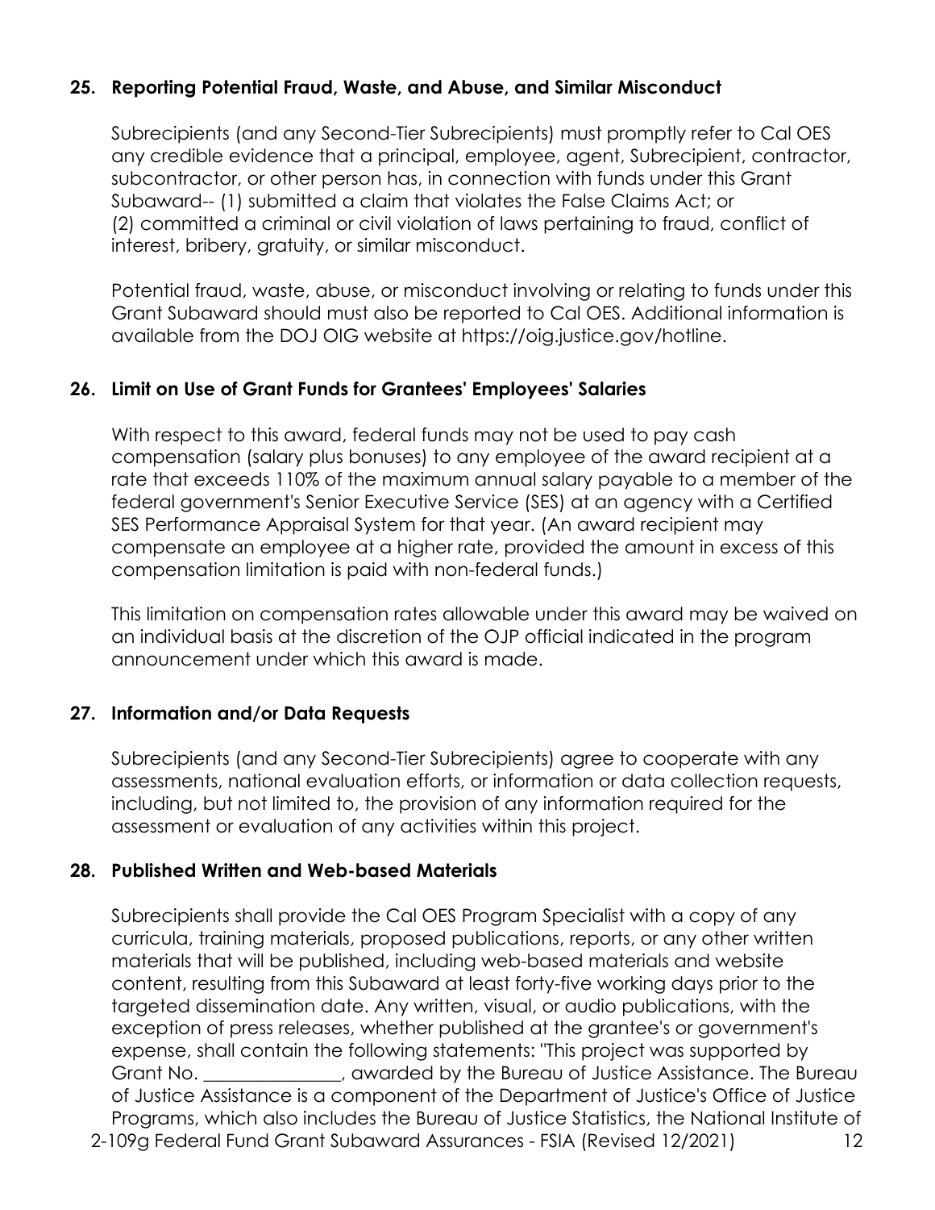## 25. Reporting Potential Fraud, Waste, and Abuse, and Similar Misconduct

Subrecipients (and any Second-Tier Subrecipients) must promptly refer to Cal OES any credible evidence that a principal, employee, agent, Subrecipient, contractor, subcontractor, or other person has, in connection with funds under this Grant Subaward-- (1) submitted a claim that violates the False Claims Act; or (2) committed a criminal or civil violation of laws pertaining to fraud, conflict of interest, bribery, gratuity, or similar misconduct.

Potential fraud, waste, abuse, or misconduct involving or relating to funds under this Grant Subaward should must also be reported to Cal OES. Additional information is available from the DOJ OIG website at https://oig.justice.gov/hotline.

## 26. Limit on Use of Grant Funds for Grantees' Employees' Salaries

With respect to this award, federal funds may not be used to pay cash compensation (salary plus bonuses) to any employee of the award recipient at a rate that exceeds 110% of the maximum annual salary payable to a member of the federal government's Senior Executive Service (SES) at an agency with a Certified SES Performance Appraisal System for that year. (An award recipient may compensate an employee at a higher rate, provided the amount in excess of this compensation limitation is paid with non-federal funds.)

This limitation on compensation rates allowable under this award may be waived on an individual basis at the discretion of the OJP official indicated in the program announcement under which this award is made.

## 27. Information and/or Data Requests

Subrecipients (and any Second-Tier Subrecipients) agree to cooperate with any assessments, national evaluation efforts, or information or data collection requests, including, but not limited to, the provision of any information required for the assessment or evaluation of any activities within this project.

## 28. Published Written and Web-based Materials

Subrecipients shall provide the Cal OES Program Specialist with a copy of any curricula, training materials, proposed publications, reports, or any other written materials that will be published, including web-based materials and website content, resulting from this Subaward at least forty-five working days prior to the targeted dissemination date. Any written, visual, or audio publications, with the exception of press releases, whether published at the grantee's or government's expense, shall contain the following statements: "This project was supported by Grant No. _______________, awarded by the Bureau of Justice Assistance. The Bureau of Justice Assistance is a component of the Department of Justice's Office of Justice Programs, which also includes the Bureau of Justice Statistics, the National Institute of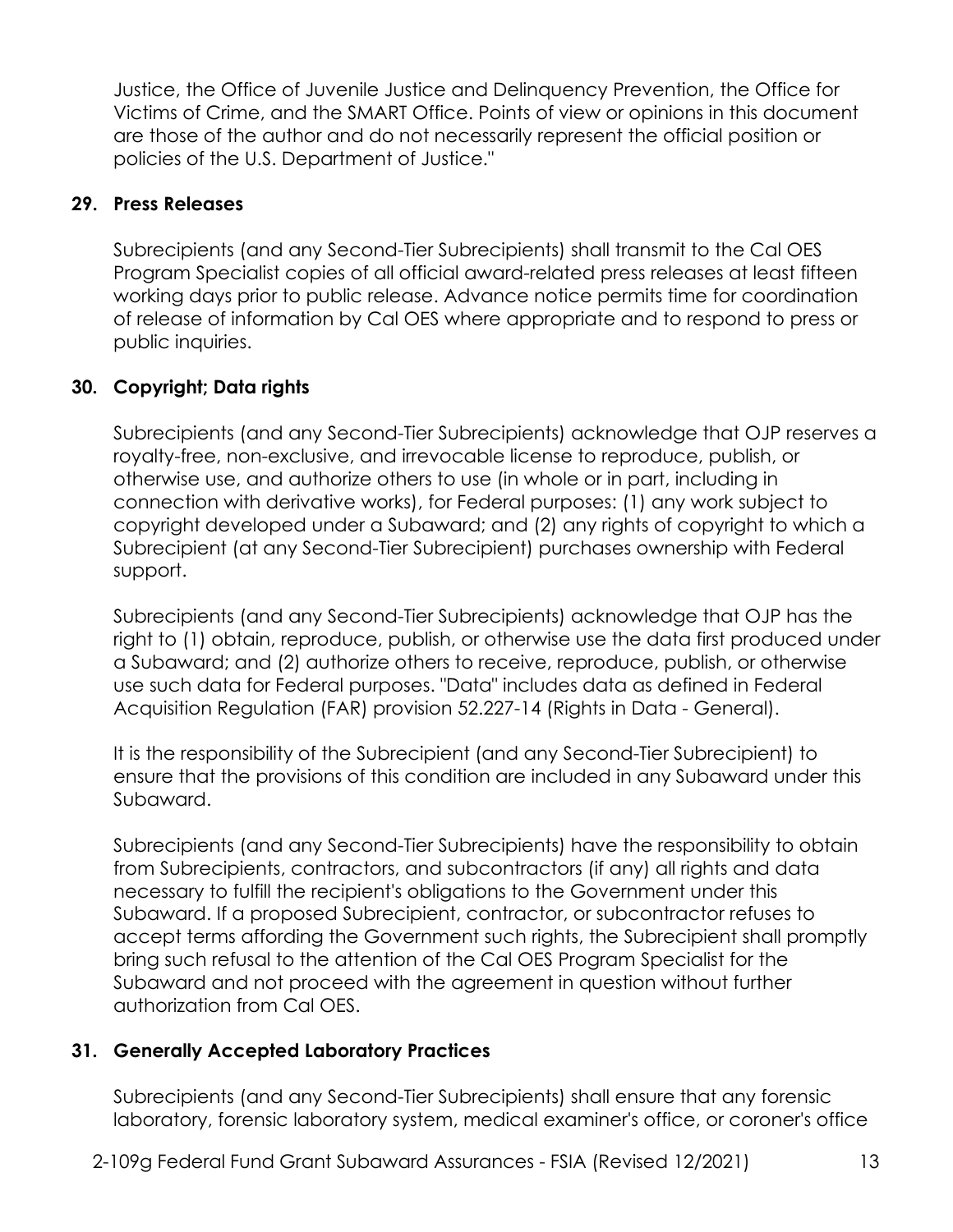Justice, the Office of Juvenile Justice and Delinquency Prevention, the Office for Victims of Crime, and the SMART Office. Points of view or opinions in this document are those of the author and do not necessarily represent the official position or policies of the U.S. Department of Justice."

**29. Press Releases**

Subrecipients (and any Second-Tier Subrecipients) shall transmit to the Cal OES Program Specialist copies of all official award-related press releases at least fifteen working days prior to public release. Advance notice permits time for coordination of release of information by Cal OES where appropriate and to respond to press or public inquiries.

**30. Copyright; Data rights**

Subrecipients (and any Second-Tier Subrecipients) acknowledge that OJP reserves a royalty-free, non-exclusive, and irrevocable license to reproduce, publish, or otherwise use, and authorize others to use (in whole or in part, including in connection with derivative works), for Federal purposes: (1) any work subject to copyright developed under a Subaward; and (2) any rights of copyright to which a Subrecipient (at any Second-Tier Subrecipient) purchases ownership with Federal support.

Subrecipients (and any Second-Tier Subrecipients) acknowledge that OJP has the right to (1) obtain, reproduce, publish, or otherwise use the data first produced under a Subaward; and (2) authorize others to receive, reproduce, publish, or otherwise use such data for Federal purposes. "Data" includes data as defined in Federal Acquisition Regulation (FAR) provision 52.227-14 (Rights in Data - General).

It is the responsibility of the Subrecipient (and any Second-Tier Subrecipient) to ensure that the provisions of this condition are included in any Subaward under this Subaward.

Subrecipients (and any Second-Tier Subrecipients) have the responsibility to obtain from Subrecipients, contractors, and subcontractors (if any) all rights and data necessary to fulfill the recipient's obligations to the Government under this Subaward. If a proposed Subrecipient, contractor, or subcontractor refuses to accept terms affording the Government such rights, the Subrecipient shall promptly bring such refusal to the attention of the Cal OES Program Specialist for the Subaward and not proceed with the agreement in question without further authorization from Cal OES.

**31. Generally Accepted Laboratory Practices**

Subrecipients (and any Second-Tier Subrecipients) shall ensure that any forensic laboratory, forensic laboratory system, medical examiner's office, or coroner's office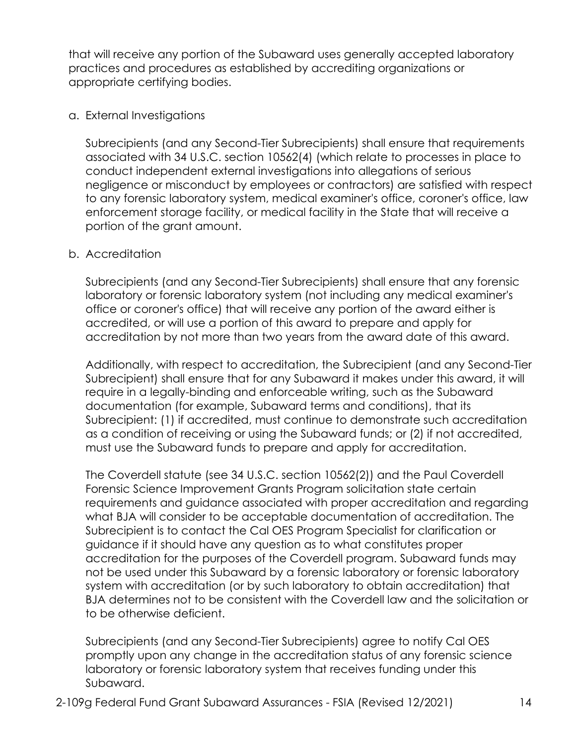that will receive any portion of the Subaward uses generally accepted laboratory practices and procedures as established by accrediting organizations or appropriate certifying bodies.

a. External Investigations

Subrecipients (and any Second-Tier Subrecipients) shall ensure that requirements associated with 34 U.S.C. section 10562(4) (which relate to processes in place to conduct independent external investigations into allegations of serious negligence or misconduct by employees or contractors) are satisfied with respect to any forensic laboratory system, medical examiner's office, coroner's office, law enforcement storage facility, or medical facility in the State that will receive a portion of the grant amount.

b. Accreditation

Subrecipients (and any Second-Tier Subrecipients) shall ensure that any forensic laboratory or forensic laboratory system (not including any medical examiner's office or coroner's office) that will receive any portion of the award either is accredited, or will use a portion of this award to prepare and apply for accreditation by not more than two years from the award date of this award.

Additionally, with respect to accreditation, the Subrecipient (and any Second-Tier Subrecipient) shall ensure that for any Subaward it makes under this award, it will require in a legally-binding and enforceable writing, such as the Subaward documentation (for example, Subaward terms and conditions), that its Subrecipient: (1) if accredited, must continue to demonstrate such accreditation as a condition of receiving or using the Subaward funds; or (2) if not accredited, must use the Subaward funds to prepare and apply for accreditation.

The Coverdell statute (see 34 U.S.C. section 10562(2)) and the Paul Coverdell Forensic Science Improvement Grants Program solicitation state certain requirements and guidance associated with proper accreditation and regarding what BJA will consider to be acceptable documentation of accreditation. The Subrecipient is to contact the Cal OES Program Specialist for clarification or guidance if it should have any question as to what constitutes proper accreditation for the purposes of the Coverdell program. Subaward funds may not be used under this Subaward by a forensic laboratory or forensic laboratory system with accreditation (or by such laboratory to obtain accreditation) that BJA determines not to be consistent with the Coverdell law and the solicitation or to be otherwise deficient.

Subrecipients (and any Second-Tier Subrecipients) agree to notify Cal OES promptly upon any change in the accreditation status of any forensic science laboratory or forensic laboratory system that receives funding under this Subaward.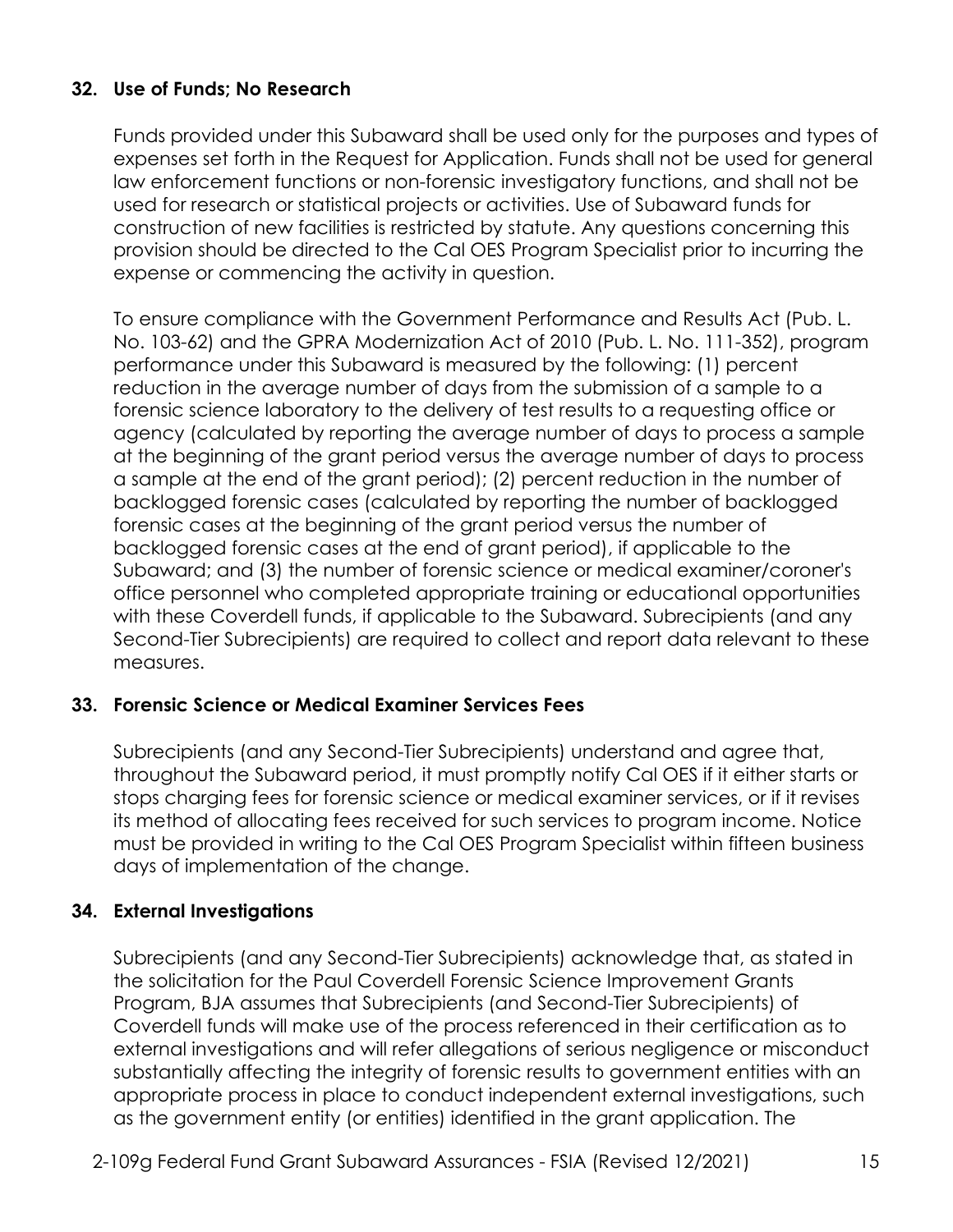### 32. Use of Funds; No Research

Funds provided under this Subaward shall be used only for the purposes and types of expenses set forth in the Request for Application. Funds shall not be used for general law enforcement functions or non-forensic investigatory functions, and shall not be used for research or statistical projects or activities. Use of Subaward funds for construction of new facilities is restricted by statute. Any questions concerning this provision should be directed to the Cal OES Program Specialist prior to incurring the expense or commencing the activity in question.

To ensure compliance with the Government Performance and Results Act (Pub. L. No. 103-62) and the GPRA Modernization Act of 2010 (Pub. L. No. 111-352), program performance under this Subaward is measured by the following: (1) percent reduction in the average number of days from the submission of a sample to a forensic science laboratory to the delivery of test results to a requesting office or agency (calculated by reporting the average number of days to process a sample at the beginning of the grant period versus the average number of days to process a sample at the end of the grant period); (2) percent reduction in the number of backlogged forensic cases (calculated by reporting the number of backlogged forensic cases at the beginning of the grant period versus the number of backlogged forensic cases at the end of grant period), if applicable to the Subaward; and (3) the number of forensic science or medical examiner/coroner's office personnel who completed appropriate training or educational opportunities with these Coverdell funds, if applicable to the Subaward. Subrecipients (and any Second-Tier Subrecipients) are required to collect and report data relevant to these measures.

### 33. Forensic Science or Medical Examiner Services Fees

Subrecipients (and any Second-Tier Subrecipients) understand and agree that, throughout the Subaward period, it must promptly notify Cal OES if it either starts or stops charging fees for forensic science or medical examiner services, or if it revises its method of allocating fees received for such services to program income. Notice must be provided in writing to the Cal OES Program Specialist within fifteen business days of implementation of the change.

### 34. External Investigations

Subrecipients (and any Second-Tier Subrecipients) acknowledge that, as stated in the solicitation for the Paul Coverdell Forensic Science Improvement Grants Program, BJA assumes that Subrecipients (and Second-Tier Subrecipients) of Coverdell funds will make use of the process referenced in their certification as to external investigations and will refer allegations of serious negligence or misconduct substantially affecting the integrity of forensic results to government entities with an appropriate process in place to conduct independent external investigations, such as the government entity (or entities) identified in the grant application. The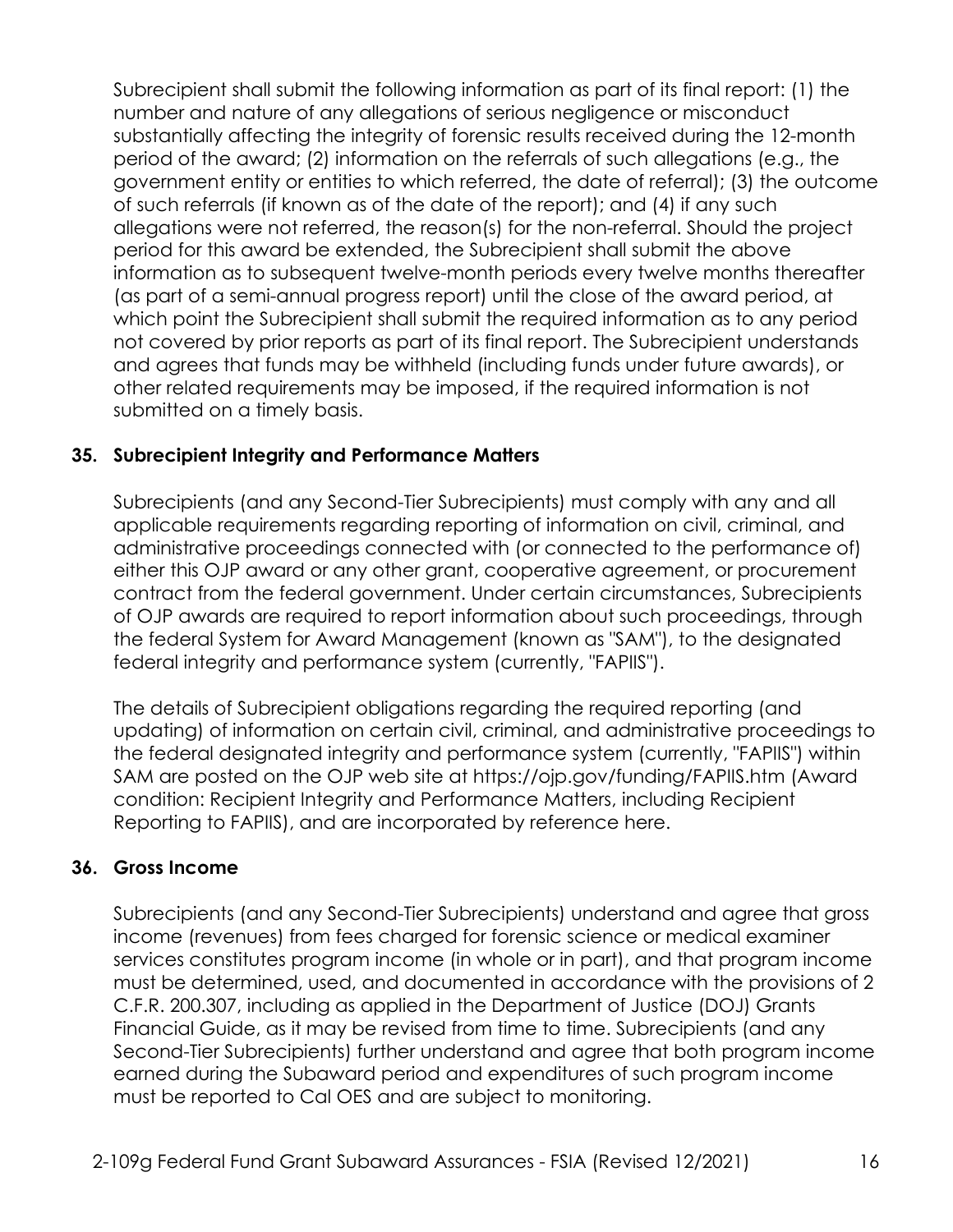Subrecipient shall submit the following information as part of its final report: (1) the number and nature of any allegations of serious negligence or misconduct substantially affecting the integrity of forensic results received during the 12-month period of the award; (2) information on the referrals of such allegations (e.g., the government entity or entities to which referred, the date of referral); (3) the outcome of such referrals (if known as of the date of the report); and (4) if any such allegations were not referred, the reason(s) for the non-referral. Should the project period for this award be extended, the Subrecipient shall submit the above information as to subsequent twelve-month periods every twelve months thereafter (as part of a semi-annual progress report) until the close of the award period, at which point the Subrecipient shall submit the required information as to any period not covered by prior reports as part of its final report. The Subrecipient understands and agrees that funds may be withheld (including funds under future awards), or other related requirements may be imposed, if the required information is not submitted on a timely basis.

**35. Subrecipient Integrity and Performance Matters**

Subrecipients (and any Second-Tier Subrecipients) must comply with any and all applicable requirements regarding reporting of information on civil, criminal, and administrative proceedings connected with (or connected to the performance of) either this OJP award or any other grant, cooperative agreement, or procurement contract from the federal government. Under certain circumstances, Subrecipients of OJP awards are required to report information about such proceedings, through the federal System for Award Management (known as "SAM"), to the designated federal integrity and performance system (currently, "FAPIIS").

The details of Subrecipient obligations regarding the required reporting (and updating) of information on certain civil, criminal, and administrative proceedings to the federal designated integrity and performance system (currently, "FAPIIS") within SAM are posted on the OJP web site at https://ojp.gov/funding/FAPIIS.htm (Award condition: Recipient Integrity and Performance Matters, including Recipient Reporting to FAPIIS), and are incorporated by reference here.

**36. Gross Income**

Subrecipients (and any Second-Tier Subrecipients) understand and agree that gross income (revenues) from fees charged for forensic science or medical examiner services constitutes program income (in whole or in part), and that program income must be determined, used, and documented in accordance with the provisions of 2 C.F.R. 200.307, including as applied in the Department of Justice (DOJ) Grants Financial Guide, as it may be revised from time to time. Subrecipients (and any Second-Tier Subrecipients) further understand and agree that both program income earned during the Subaward period and expenditures of such program income must be reported to Cal OES and are subject to monitoring.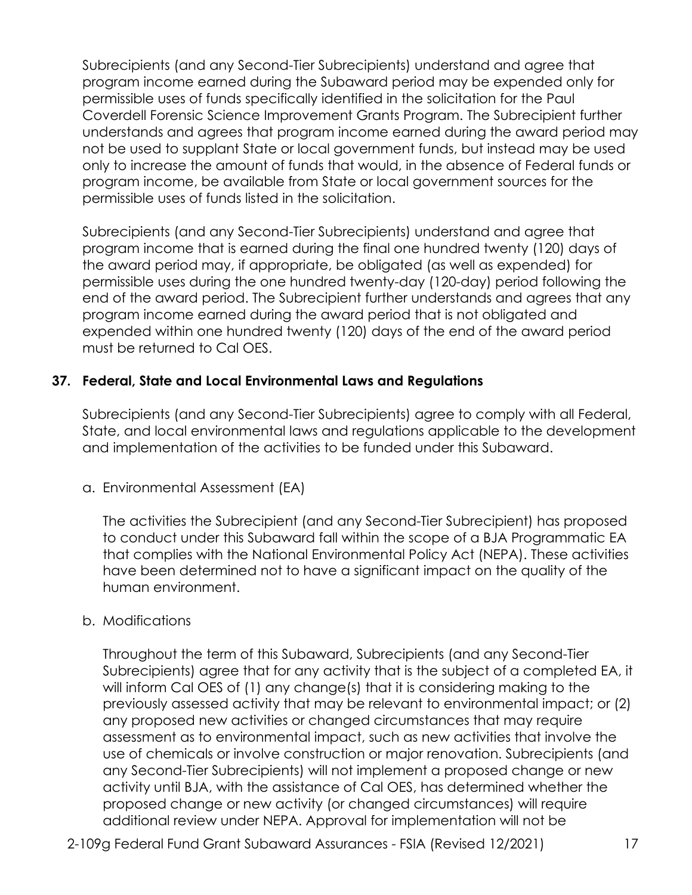Subrecipients (and any Second-Tier Subrecipients) understand and agree that program income earned during the Subaward period may be expended only for permissible uses of funds specifically identified in the solicitation for the Paul Coverdell Forensic Science Improvement Grants Program. The Subrecipient further understands and agrees that program income earned during the award period may not be used to supplant State or local government funds, but instead may be used only to increase the amount of funds that would, in the absence of Federal funds or program income, be available from State or local government sources for the permissible uses of funds listed in the solicitation.

Subrecipients (and any Second-Tier Subrecipients) understand and agree that program income that is earned during the final one hundred twenty (120) days of the award period may, if appropriate, be obligated (as well as expended) for permissible uses during the one hundred twenty-day (120-day) period following the end of the award period. The Subrecipient further understands and agrees that any program income earned during the award period that is not obligated and expended within one hundred twenty (120) days of the end of the award period must be returned to Cal OES.

**37. Federal, State and Local Environmental Laws and Regulations**

Subrecipients (and any Second-Tier Subrecipients) agree to comply with all Federal, State, and local environmental laws and regulations applicable to the development and implementation of the activities to be funded under this Subaward.

a. Environmental Assessment (EA)

The activities the Subrecipient (and any Second-Tier Subrecipient) has proposed to conduct under this Subaward fall within the scope of a BJA Programmatic EA that complies with the National Environmental Policy Act (NEPA). These activities have been determined not to have a significant impact on the quality of the human environment.

b. Modifications

Throughout the term of this Subaward, Subrecipients (and any Second-Tier Subrecipients) agree that for any activity that is the subject of a completed EA, it will inform Cal OES of (1) any change(s) that it is considering making to the previously assessed activity that may be relevant to environmental impact; or (2) any proposed new activities or changed circumstances that may require assessment as to environmental impact, such as new activities that involve the use of chemicals or involve construction or major renovation. Subrecipients (and any Second-Tier Subrecipients) will not implement a proposed change or new activity until BJA, with the assistance of Cal OES, has determined whether the proposed change or new activity (or changed circumstances) will require additional review under NEPA. Approval for implementation will not be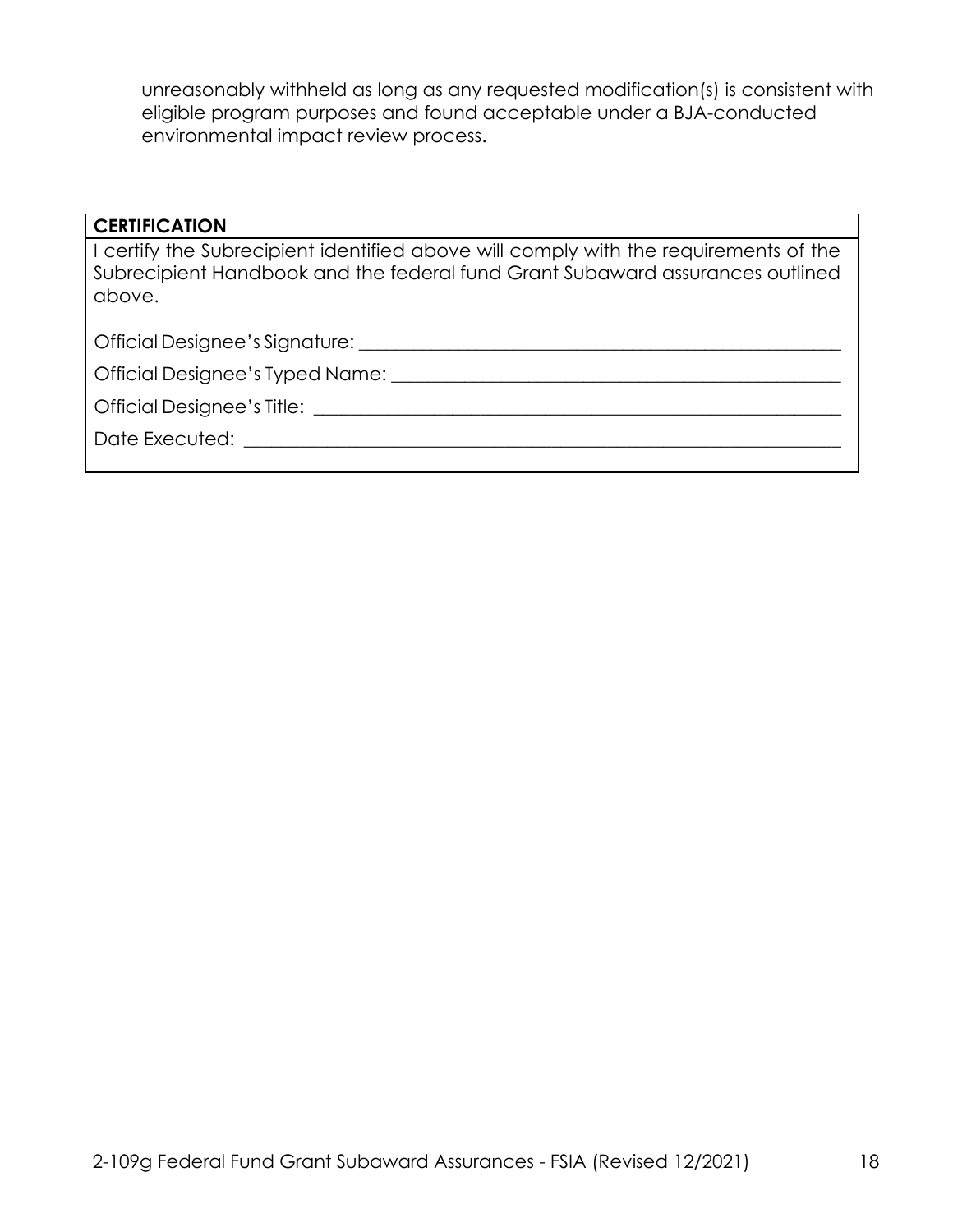unreasonably withheld as long as any requested modification(s) is consistent with eligible program purposes and found acceptable under a BJA-conducted environmental impact review process.

| **CERTIFICATION** |
| --- |
| I certify the Subrecipient identified above will comply with the requirements of the Subrecipient Handbook and the federal fund Grant Subaward assurances outlined above.<br><br>Official Designee's Signature: ______________________________<br><br>Official Designee's Typed Name: ______________________________<br><br>Official Designee's Title: ______________________________<br><br>Date Executed: ______________________________ |